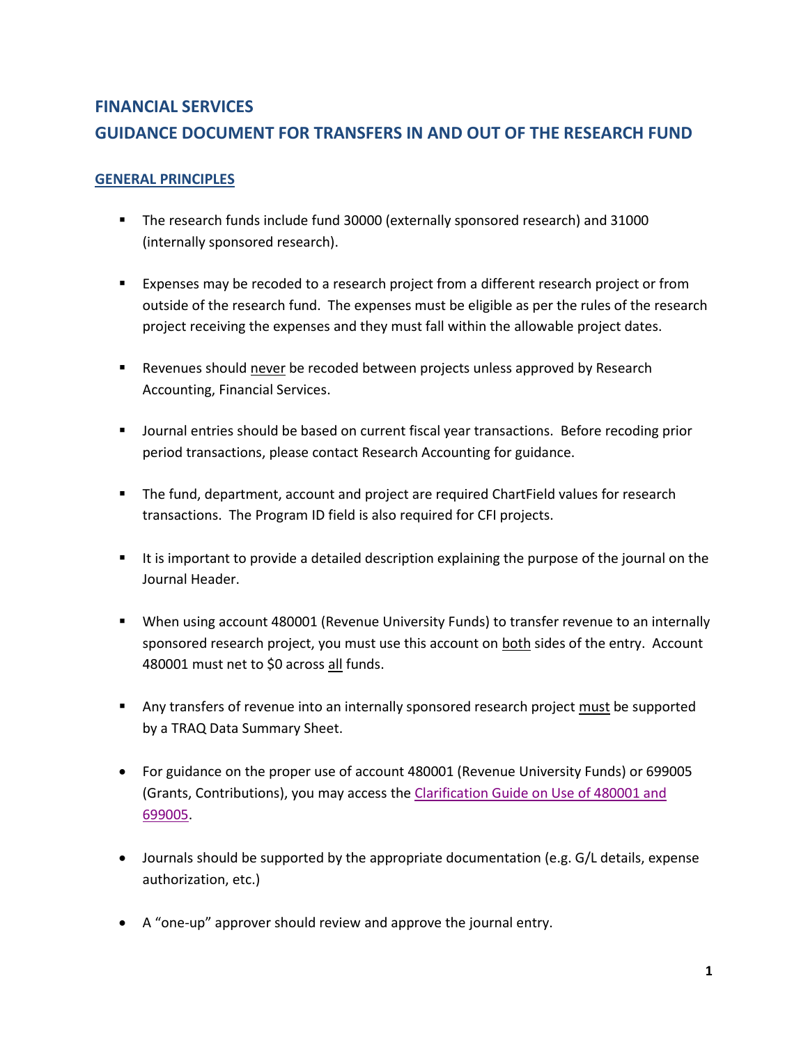# FINANCIAL SERVICES

# GUIDANCE DOCUMENT FOR TRANSFERS IN AND OUT OF THE RESEARCH FUND

## GENERAL PRINCIPLES

- The research funds include fund 30000 (externally sponsored research) and 31000 (internally sponsored research).

- Expenses may be recoded to a research project from a different research project or from outside of the research fund. The expenses must be eligible as per the rules of the research project receiving the expenses and they must fall within the allowable project dates.

- Revenues should never be recoded between projects unless approved by Research Accounting, Financial Services.

- Journal entries should be based on current fiscal year transactions. Before recoding prior period transactions, please contact Research Accounting for guidance.

- The fund, department, account and project are required ChartField values for research transactions. The Program ID field is also required for CFI projects.

- It is important to provide a detailed description explaining the purpose of the journal on the Journal Header.

- When using account 480001 (Revenue University Funds) to transfer revenue to an internally sponsored research project, you must use this account on both sides of the entry. Account 480001 must net to $0 across all funds.

- Any transfers of revenue into an internally sponsored research project must be supported by a TRAQ Data Summary Sheet.

- For guidance on the proper use of account 480001 (Revenue University Funds) or 699005 (Grants, Contributions), you may access the Clarification Guide on Use of 480001 and 699005.

- Journals should be supported by the appropriate documentation (e.g. G/L details, expense authorization, etc.)

- A "one-up" approver should review and approve the journal entry.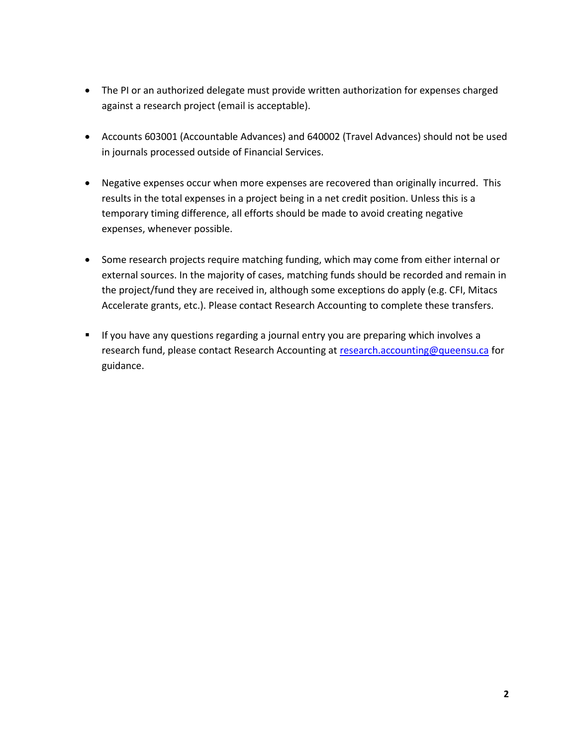- The PI or an authorized delegate must provide written authorization for expenses charged against a research project (email is acceptable).

- Accounts 603001 (Accountable Advances) and 640002 (Travel Advances) should not be used in journals processed outside of Financial Services.

- Negative expenses occur when more expenses are recovered than originally incurred. This results in the total expenses in a project being in a net credit position. Unless this is a temporary timing difference, all efforts should be made to avoid creating negative expenses, whenever possible.

- Some research projects require matching funding, which may come from either internal or external sources. In the majority of cases, matching funds should be recorded and remain in the project/fund they are received in, although some exceptions do apply (e.g. CFI, Mitacs Accelerate grants, etc.). Please contact Research Accounting to complete these transfers.

- If you have any questions regarding a journal entry you are preparing which involves a research fund, please contact Research Accounting at [research.accounting@queensu.ca](mailto:research.accounting@queensu.ca) for guidance.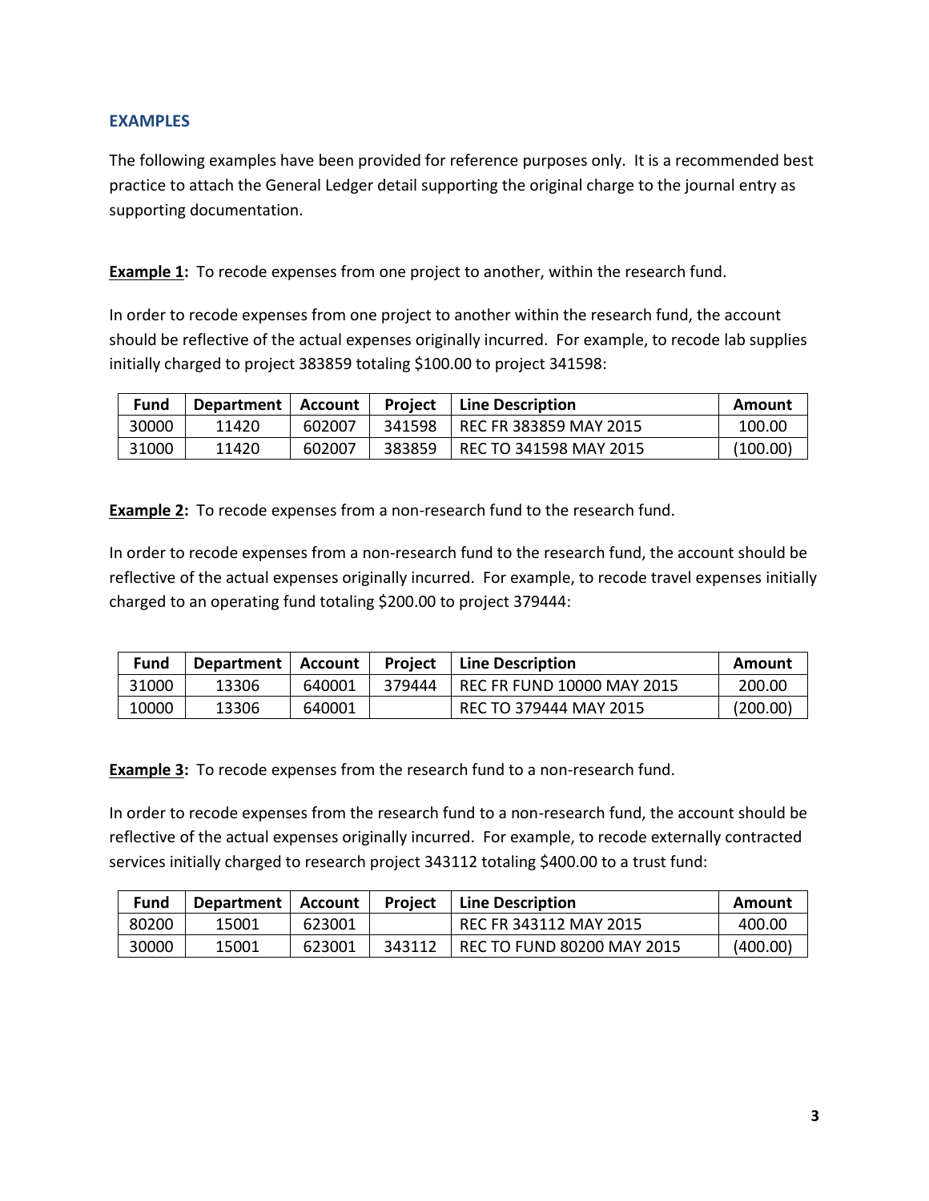## EXAMPLES

The following examples have been provided for reference purposes only. It is a recommended best practice to attach the General Ledger detail supporting the original charge to the journal entry as supporting documentation.

**Example 1:** To recode expenses from one project to another, within the research fund.

In order to recode expenses from one project to another within the research fund, the account should be reflective of the actual expenses originally incurred. For example, to recode lab supplies initially charged to project 383859 totaling $100.00 to project 341598:

| Fund | Department | Account | Project | Line Description | Amount |
|---|---|---|---|---|---|
| 30000 | 11420 | 602007 | 341598 | REC FR 383859 MAY 2015 | 100.00 |
| 31000 | 11420 | 602007 | 383859 | REC TO 341598 MAY 2015 | (100.00) |

**Example 2:** To recode expenses from a non-research fund to the research fund.

In order to recode expenses from a non-research fund to the research fund, the account should be reflective of the actual expenses originally incurred. For example, to recode travel expenses initially charged to an operating fund totaling $200.00 to project 379444:

| Fund | Department | Account | Project | Line Description | Amount |
|---|---|---|---|---|---|
| 31000 | 13306 | 640001 | 379444 | REC FR FUND 10000 MAY 2015 | 200.00 |
| 10000 | 13306 | 640001 | | REC TO 379444 MAY 2015 | (200.00) |

**Example 3:** To recode expenses from the research fund to a non-research fund.

In order to recode expenses from the research fund to a non-research fund, the account should be reflective of the actual expenses originally incurred. For example, to recode externally contracted services initially charged to research project 343112 totaling $400.00 to a trust fund:

| Fund | Department | Account | Project | Line Description | Amount |
|---|---|---|---|---|---|
| 80200 | 15001 | 623001 | | REC FR 343112 MAY 2015 | 400.00 |
| 30000 | 15001 | 623001 | 343112 | REC TO FUND 80200 MAY 2015 | (400.00) |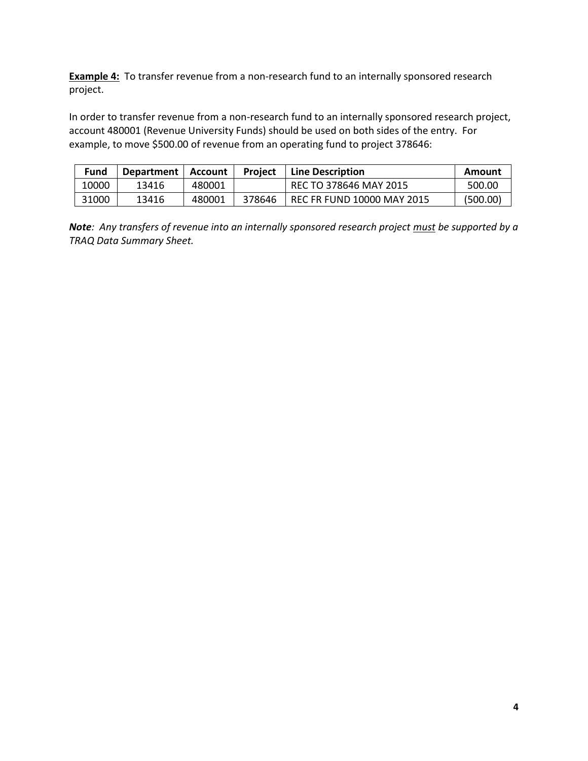<u>**Example 4:**</u> To transfer revenue from a non-research fund to an internally sponsored research project.

In order to transfer revenue from a non-research fund to an internally sponsored research project, account 480001 (Revenue University Funds) should be used on both sides of the entry. For example, to move $500.00 of revenue from an operating fund to project 378646:

| Fund | Department | Account | Project | Line Description | Amount |
|---|---|---|---|---|---|
| 10000 | 13416 | 480001 | | REC TO 378646 MAY 2015 | 500.00 |
| 31000 | 13416 | 480001 | 378646 | REC FR FUND 10000 MAY 2015 | (500.00) |

***Note**: Any transfers of revenue into an internally sponsored research project <u>must</u> be supported by a TRAQ Data Summary Sheet.*